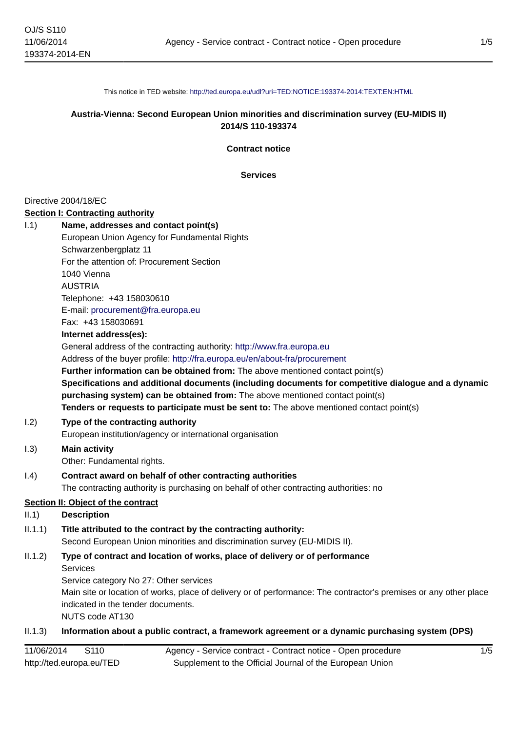This notice in TED website: http://ted.europa.eu/udl?uri=TED:NOTICE:193374-2014:TEXT:EN:HTML

**Austria-Vienna: Second European Union minorities and discrimination survey (EU-MIDIS II)**
**2014/S 110-193374**

**Contract notice**

**Services**

Directive 2004/18/EC

**Section I: Contracting authority**

I.1) **Name, addresses and contact point(s)**

European Union Agency for Fundamental Rights
Schwarzenbergplatz 11
For the attention of: Procurement Section
1040 Vienna
AUSTRIA
Telephone: +43 158030610
E-mail: procurement@fra.europa.eu
Fax: +43 158030691

**Internet address(es):**

General address of the contracting authority: http://www.fra.europa.eu

Address of the buyer profile: http://fra.europa.eu/en/about-fra/procurement

**Further information can be obtained from:** The above mentioned contact point(s)

**Specifications and additional documents (including documents for competitive dialogue and a dynamic purchasing system) can be obtained from:** The above mentioned contact point(s)

**Tenders or requests to participate must be sent to:** The above mentioned contact point(s)

I.2) **Type of the contracting authority**

European institution/agency or international organisation

I.3) **Main activity**

Other: Fundamental rights.

I.4) **Contract award on behalf of other contracting authorities**

The contracting authority is purchasing on behalf of other contracting authorities: no

**Section II: Object of the contract**

II.1) **Description**

II.1.1) **Title attributed to the contract by the contracting authority:**

Second European Union minorities and discrimination survey (EU-MIDIS II).

II.1.2) **Type of contract and location of works, place of delivery or of performance**

Services
Service category No 27: Other services
Main site or location of works, place of delivery or of performance: The contractor's premises or any other place indicated in the tender documents.
NUTS code AT130

II.1.3) **Information about a public contract, a framework agreement or a dynamic purchasing system (DPS)**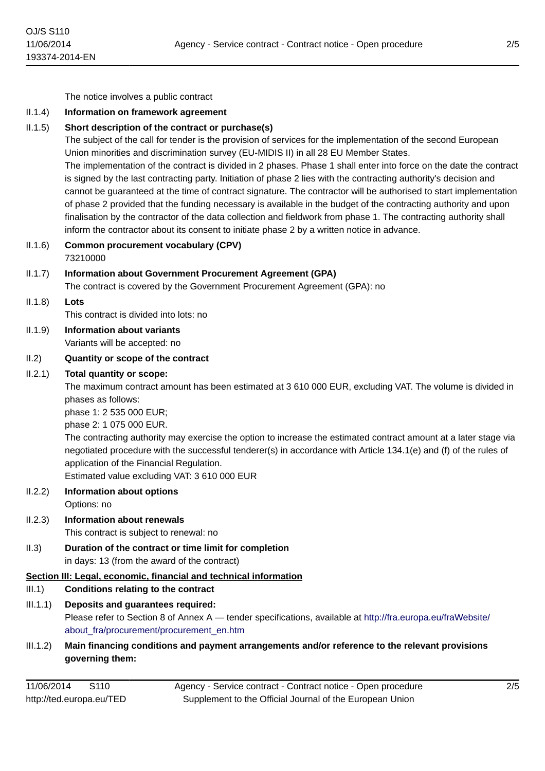The notice involves a public contract

II.1.4) **Information on framework agreement**

II.1.5) **Short description of the contract or purchase(s)**

The subject of the call for tender is the provision of services for the implementation of the second European Union minorities and discrimination survey (EU-MIDIS II) in all 28 EU Member States.

The implementation of the contract is divided in 2 phases. Phase 1 shall enter into force on the date the contract is signed by the last contracting party. Initiation of phase 2 lies with the contracting authority's decision and cannot be guaranteed at the time of contract signature. The contractor will be authorised to start implementation of phase 2 provided that the funding necessary is available in the budget of the contracting authority and upon finalisation by the contractor of the data collection and fieldwork from phase 1. The contracting authority shall inform the contractor about its consent to initiate phase 2 by a written notice in advance.

II.1.6) **Common procurement vocabulary (CPV)**

73210000

II.1.7) **Information about Government Procurement Agreement (GPA)**

The contract is covered by the Government Procurement Agreement (GPA): no

II.1.8) **Lots**

This contract is divided into lots: no

II.1.9) **Information about variants**

Variants will be accepted: no

II.2) **Quantity or scope of the contract**

II.2.1) **Total quantity or scope:**

The maximum contract amount has been estimated at 3 610 000 EUR, excluding VAT. The volume is divided in phases as follows:

phase 1: 2 535 000 EUR;

phase 2: 1 075 000 EUR.

The contracting authority may exercise the option to increase the estimated contract amount at a later stage via negotiated procedure with the successful tenderer(s) in accordance with Article 134.1(e) and (f) of the rules of application of the Financial Regulation.

Estimated value excluding VAT: 3 610 000 EUR

II.2.2) **Information about options**

Options: no

II.2.3) **Information about renewals**

This contract is subject to renewal: no

II.3) **Duration of the contract or time limit for completion**

in days: 13 (from the award of the contract)

## Section III: Legal, economic, financial and technical information

III.1) **Conditions relating to the contract**

III.1.1) **Deposits and guarantees required:**

Please refer to Section 8 of Annex A — tender specifications, available at http://fra.europa.eu/fraWebsite/about_fra/procurement/procurement_en.htm

III.1.2) **Main financing conditions and payment arrangements and/or reference to the relevant provisions governing them:**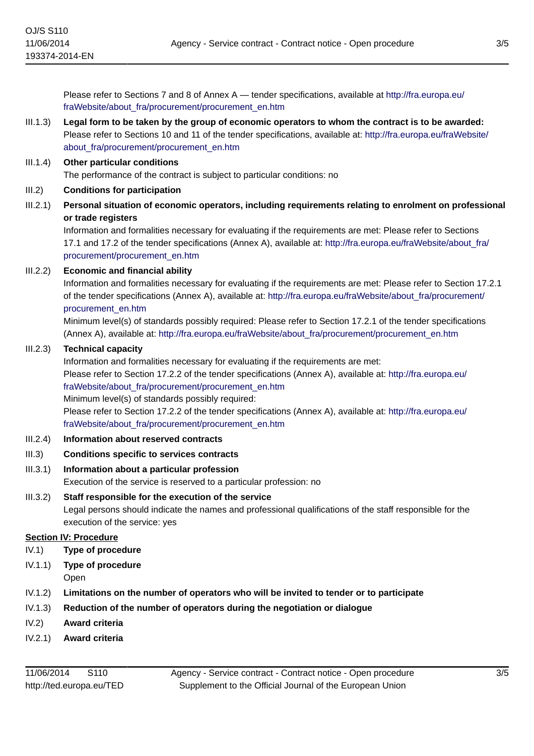Please refer to Sections 7 and 8 of Annex A — tender specifications, available at http://fra.europa.eu/fraWebsite/about_fra/procurement/procurement_en.htm

III.1.3) **Legal form to be taken by the group of economic operators to whom the contract is to be awarded:**
Please refer to Sections 10 and 11 of the tender specifications, available at: http://fra.europa.eu/fraWebsite/about_fra/procurement/procurement_en.htm

III.1.4) **Other particular conditions**
The performance of the contract is subject to particular conditions: no

III.2) **Conditions for participation**

III.2.1) **Personal situation of economic operators, including requirements relating to enrolment on professional or trade registers**
Information and formalities necessary for evaluating if the requirements are met: Please refer to Sections 17.1 and 17.2 of the tender specifications (Annex A), available at: http://fra.europa.eu/fraWebsite/about_fra/procurement/procurement_en.htm

III.2.2) **Economic and financial ability**
Information and formalities necessary for evaluating if the requirements are met: Please refer to Section 17.2.1 of the tender specifications (Annex A), available at: http://fra.europa.eu/fraWebsite/about_fra/procurement/procurement_en.htm
Minimum level(s) of standards possibly required: Please refer to Section 17.2.1 of the tender specifications (Annex A), available at: http://fra.europa.eu/fraWebsite/about_fra/procurement/procurement_en.htm

III.2.3) **Technical capacity**
Information and formalities necessary for evaluating if the requirements are met:
Please refer to Section 17.2.2 of the tender specifications (Annex A), available at: http://fra.europa.eu/fraWebsite/about_fra/procurement/procurement_en.htm
Minimum level(s) of standards possibly required:
Please refer to Section 17.2.2 of the tender specifications (Annex A), available at: http://fra.europa.eu/fraWebsite/about_fra/procurement/procurement_en.htm

III.2.4) **Information about reserved contracts**

III.3) **Conditions specific to services contracts**

III.3.1) **Information about a particular profession**
Execution of the service is reserved to a particular profession: no

III.3.2) **Staff responsible for the execution of the service**
Legal persons should indicate the names and professional qualifications of the staff responsible for the execution of the service: yes

## Section IV: Procedure

IV.1) **Type of procedure**

IV.1.1) **Type of procedure**
Open

IV.1.2) **Limitations on the number of operators who will be invited to tender or to participate**

IV.1.3) **Reduction of the number of operators during the negotiation or dialogue**

IV.2) **Award criteria**

IV.2.1) **Award criteria**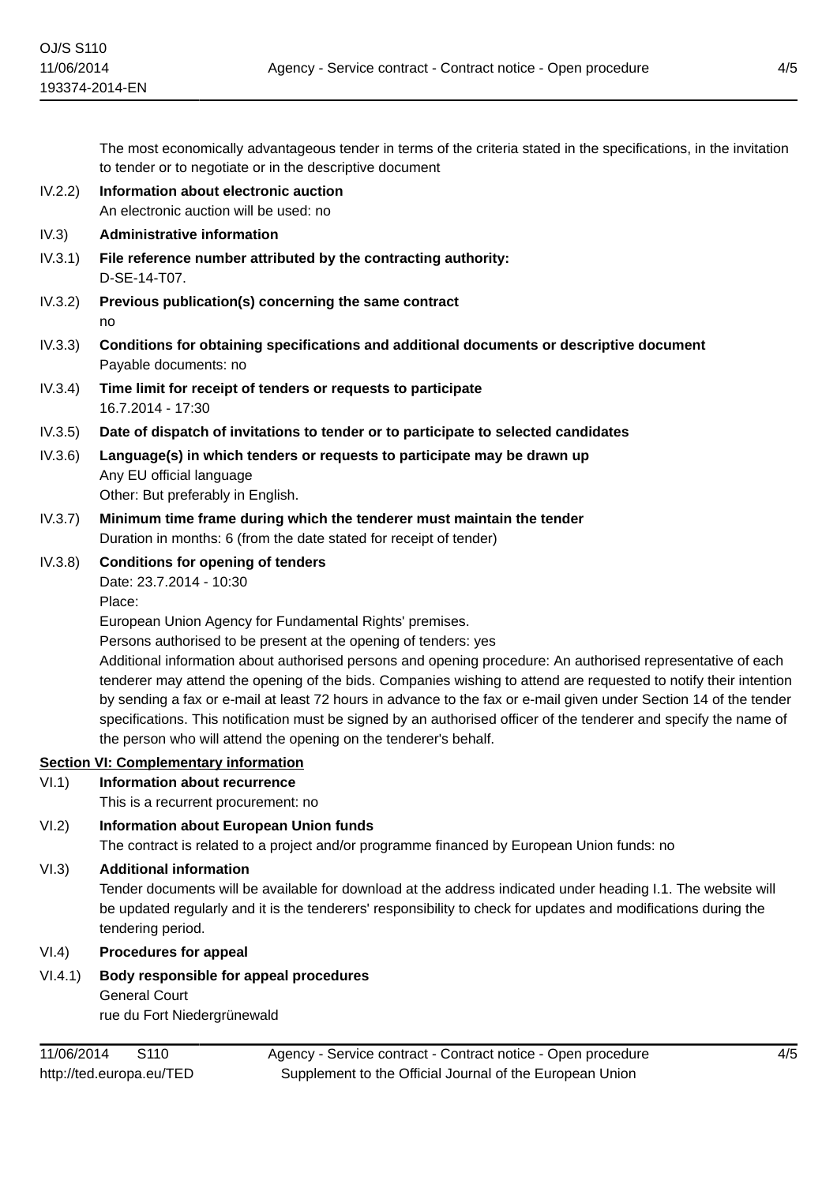The most economically advantageous tender in terms of the criteria stated in the specifications, in the invitation to tender or to negotiate or in the descriptive document

IV.2.2) **Information about electronic auction**
An electronic auction will be used: no

IV.3) **Administrative information**

IV.3.1) **File reference number attributed by the contracting authority:**
D-SE-14-T07.

IV.3.2) **Previous publication(s) concerning the same contract**
no

IV.3.3) **Conditions for obtaining specifications and additional documents or descriptive document**
Payable documents: no

IV.3.4) **Time limit for receipt of tenders or requests to participate**
16.7.2014 - 17:30

IV.3.5) **Date of dispatch of invitations to tender or to participate to selected candidates**

IV.3.6) **Language(s) in which tenders or requests to participate may be drawn up**
Any EU official language
Other: But preferably in English.

IV.3.7) **Minimum time frame during which the tenderer must maintain the tender**
Duration in months: 6 (from the date stated for receipt of tender)

IV.3.8) **Conditions for opening of tenders**
Date: 23.7.2014 - 10:30
Place:
European Union Agency for Fundamental Rights' premises.
Persons authorised to be present at the opening of tenders: yes
Additional information about authorised persons and opening procedure: An authorised representative of each tenderer may attend the opening of the bids. Companies wishing to attend are requested to notify their intention by sending a fax or e-mail at least 72 hours in advance to the fax or e-mail given under Section 14 of the tender specifications. This notification must be signed by an authorised officer of the tenderer and specify the name of the person who will attend the opening on the tenderer's behalf.

## Section VI: Complementary information

VI.1) **Information about recurrence**
This is a recurrent procurement: no

VI.2) **Information about European Union funds**
The contract is related to a project and/or programme financed by European Union funds: no

VI.3) **Additional information**
Tender documents will be available for download at the address indicated under heading I.1. The website will be updated regularly and it is the tenderers' responsibility to check for updates and modifications during the tendering period.

VI.4) **Procedures for appeal**

VI.4.1) **Body responsible for appeal procedures**
General Court
rue du Fort Niedergrünewald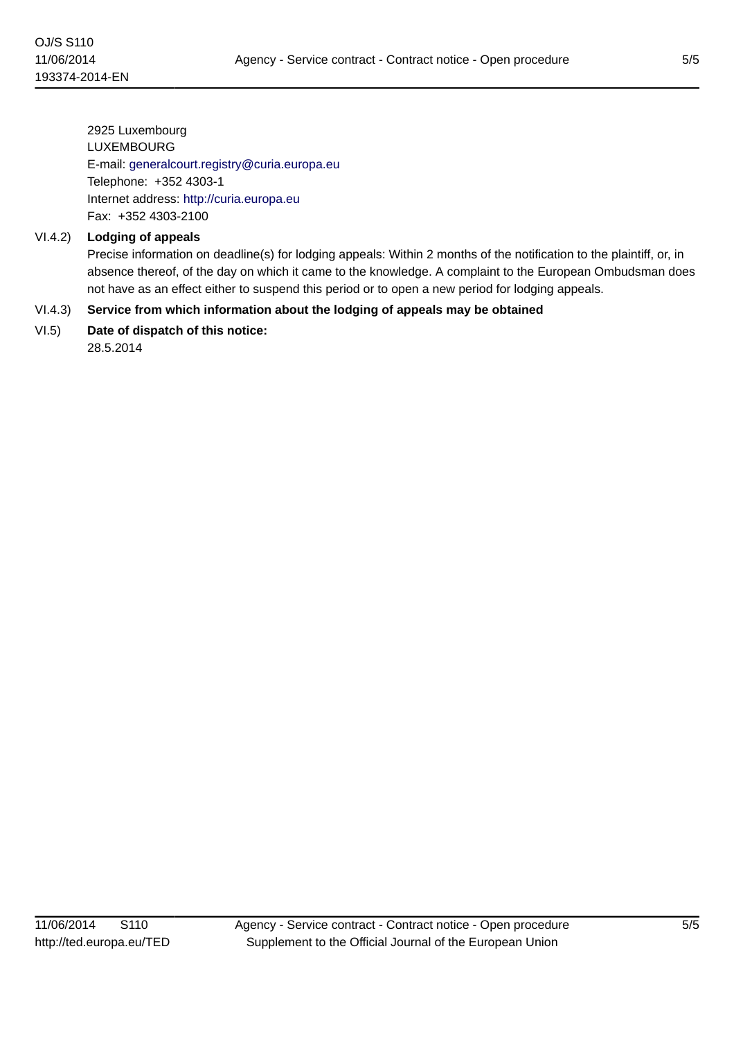2925 Luxembourg
LUXEMBOURG
E-mail: generalcourt.registry@curia.europa.eu
Telephone: +352 4303-1
Internet address: http://curia.europa.eu
Fax: +352 4303-2100

VI.4.2) **Lodging of appeals**

Precise information on deadline(s) for lodging appeals: Within 2 months of the notification to the plaintiff, or, in absence thereof, of the day on which it came to the knowledge. A complaint to the European Ombudsman does not have as an effect either to suspend this period or to open a new period for lodging appeals.

VI.4.3) **Service from which information about the lodging of appeals may be obtained**

VI.5) **Date of dispatch of this notice:**

28.5.2014